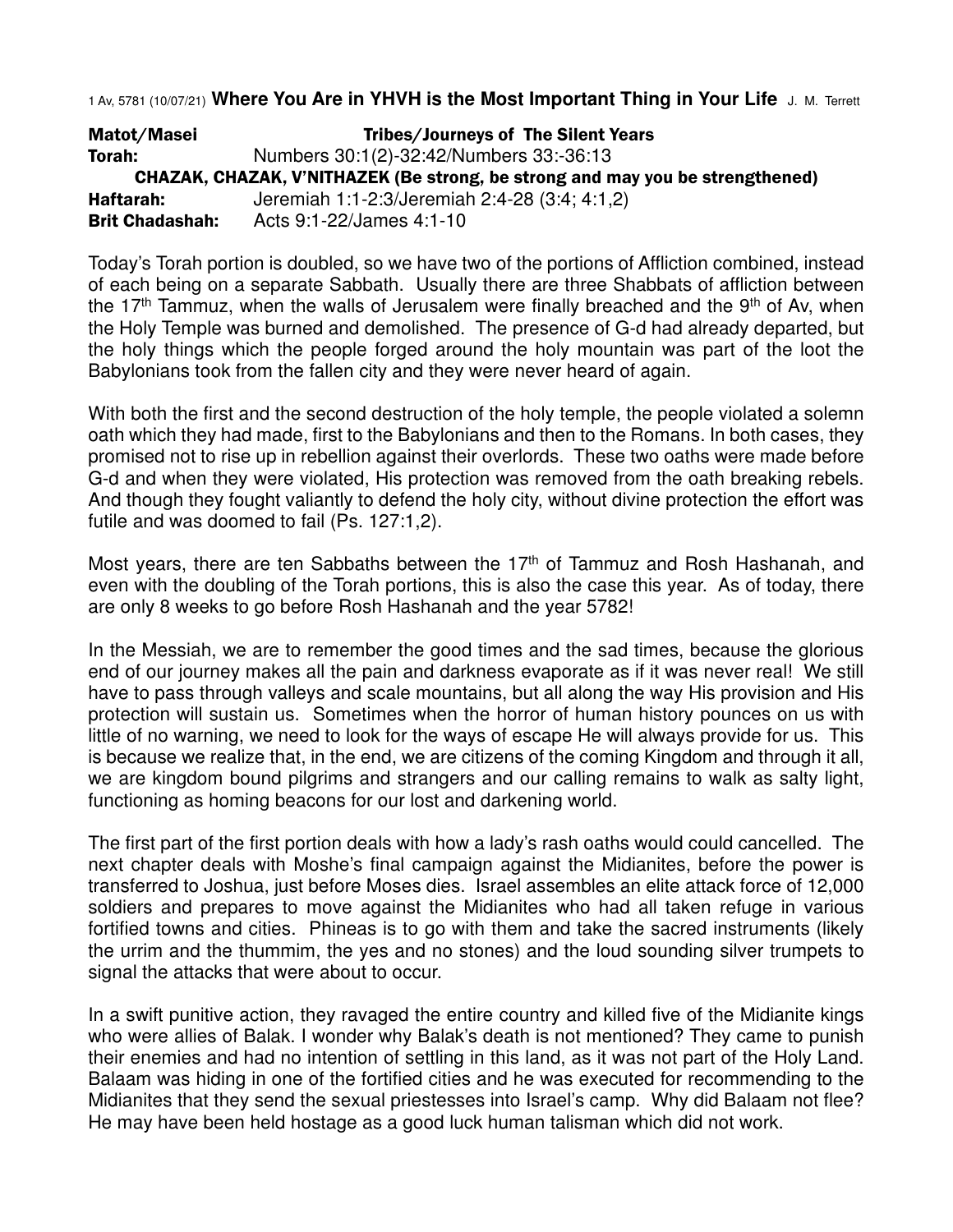1 Av, 5781 (10/07/21) **Where You Are in YHVH is the Most Important Thing in Your Life** J. M. Terrett

**Matot/Masei** **Tribes/Journeys of The Silent Years**

**Torah:** Numbers 30:1(2)-32:42/Numbers 33:-36:13

**CHAZAK, CHAZAK, V'NITHAZEK (Be strong, be strong and may you be strengthened)**

**Haftarah:** Jeremiah 1:1-2:3/Jeremiah 2:4-28 (3:4; 4:1,2)

**Brit Chadashah:** Acts 9:1-22/James 4:1-10

Today's Torah portion is doubled, so we have two of the portions of Affliction combined, instead of each being on a separate Sabbath. Usually there are three Shabbats of affliction between the 17th Tammuz, when the walls of Jerusalem were finally breached and the 9th of Av, when the Holy Temple was burned and demolished. The presence of G-d had already departed, but the holy things which the people forged around the holy mountain was part of the loot the Babylonians took from the fallen city and they were never heard of again.

With both the first and the second destruction of the holy temple, the people violated a solemn oath which they had made, first to the Babylonians and then to the Romans. In both cases, they promised not to rise up in rebellion against their overlords. These two oaths were made before G-d and when they were violated, His protection was removed from the oath breaking rebels. And though they fought valiantly to defend the holy city, without divine protection the effort was futile and was doomed to fail (Ps. 127:1,2).

Most years, there are ten Sabbaths between the 17th of Tammuz and Rosh Hashanah, and even with the doubling of the Torah portions, this is also the case this year. As of today, there are only 8 weeks to go before Rosh Hashanah and the year 5782!

In the Messiah, we are to remember the good times and the sad times, because the glorious end of our journey makes all the pain and darkness evaporate as if it was never real! We still have to pass through valleys and scale mountains, but all along the way His provision and His protection will sustain us. Sometimes when the horror of human history pounces on us with little of no warning, we need to look for the ways of escape He will always provide for us. This is because we realize that, in the end, we are citizens of the coming Kingdom and through it all, we are kingdom bound pilgrims and strangers and our calling remains to walk as salty light, functioning as homing beacons for our lost and darkening world.

The first part of the first portion deals with how a lady's rash oaths would could cancelled. The next chapter deals with Moshe's final campaign against the Midianites, before the power is transferred to Joshua, just before Moses dies. Israel assembles an elite attack force of 12,000 soldiers and prepares to move against the Midianites who had all taken refuge in various fortified towns and cities. Phineas is to go with them and take the sacred instruments (likely the urrim and the thummim, the yes and no stones) and the loud sounding silver trumpets to signal the attacks that were about to occur.

In a swift punitive action, they ravaged the entire country and killed five of the Midianite kings who were allies of Balak. I wonder why Balak's death is not mentioned? They came to punish their enemies and had no intention of settling in this land, as it was not part of the Holy Land. Balaam was hiding in one of the fortified cities and he was executed for recommending to the Midianites that they send the sexual priestesses into Israel's camp. Why did Balaam not flee? He may have been held hostage as a good luck human talisman which did not work.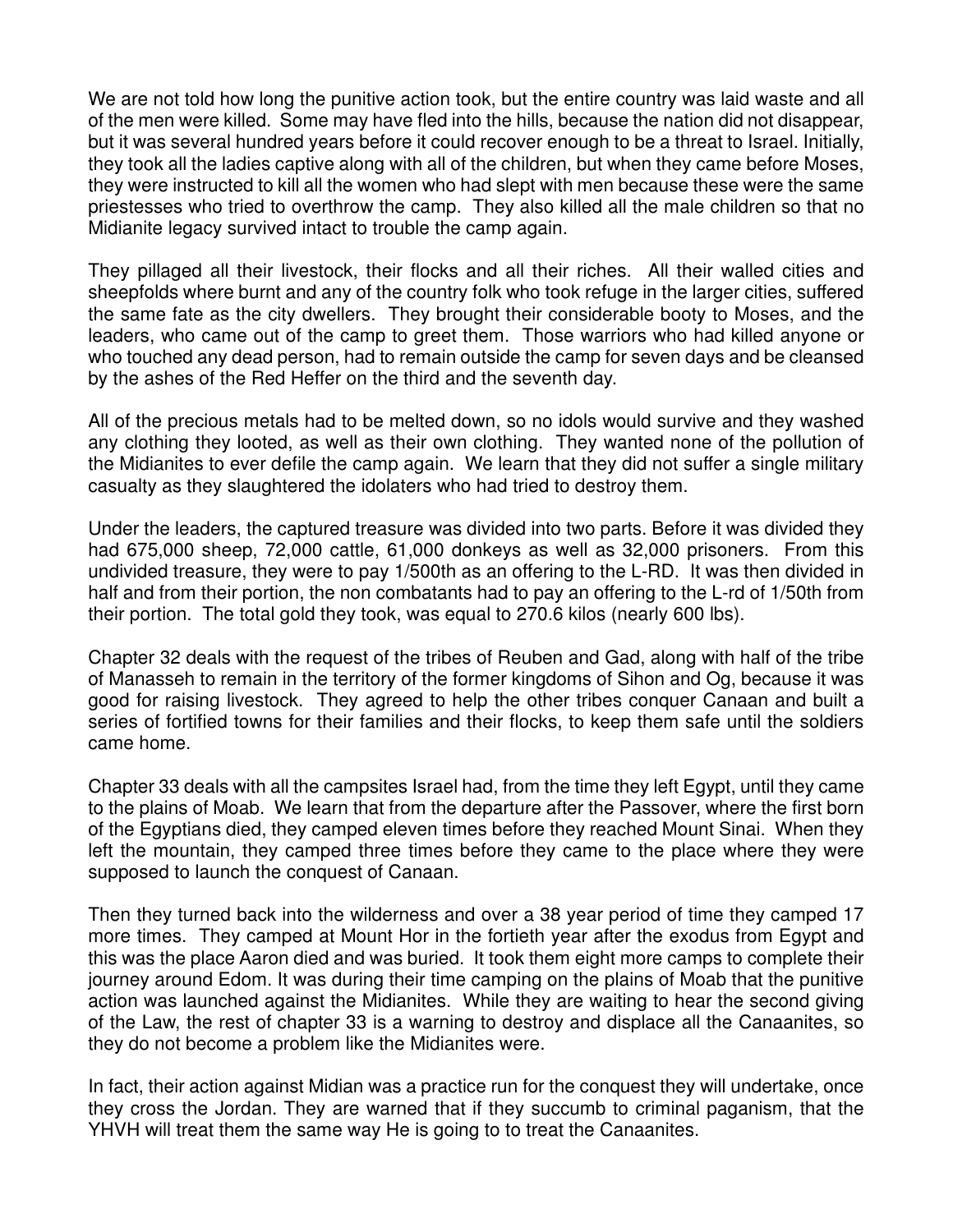We are not told how long the punitive action took, but the entire country was laid waste and all of the men were killed. Some may have fled into the hills, because the nation did not disappear, but it was several hundred years before it could recover enough to be a threat to Israel. Initially, they took all the ladies captive along with all of the children, but when they came before Moses, they were instructed to kill all the women who had slept with men because these were the same priestesses who tried to overthrow the camp. They also killed all the male children so that no Midianite legacy survived intact to trouble the camp again.

They pillaged all their livestock, their flocks and all their riches. All their walled cities and sheepfolds where burnt and any of the country folk who took refuge in the larger cities, suffered the same fate as the city dwellers. They brought their considerable booty to Moses, and the leaders, who came out of the camp to greet them. Those warriors who had killed anyone or who touched any dead person, had to remain outside the camp for seven days and be cleansed by the ashes of the Red Heffer on the third and the seventh day.

All of the precious metals had to be melted down, so no idols would survive and they washed any clothing they looted, as well as their own clothing. They wanted none of the pollution of the Midianites to ever defile the camp again. We learn that they did not suffer a single military casualty as they slaughtered the idolaters who had tried to destroy them.

Under the leaders, the captured treasure was divided into two parts. Before it was divided they had 675,000 sheep, 72,000 cattle, 61,000 donkeys as well as 32,000 prisoners. From this undivided treasure, they were to pay 1/500th as an offering to the L-RD. It was then divided in half and from their portion, the non combatants had to pay an offering to the L-rd of 1/50th from their portion. The total gold they took, was equal to 270.6 kilos (nearly 600 lbs).

Chapter 32 deals with the request of the tribes of Reuben and Gad, along with half of the tribe of Manasseh to remain in the territory of the former kingdoms of Sihon and Og, because it was good for raising livestock. They agreed to help the other tribes conquer Canaan and built a series of fortified towns for their families and their flocks, to keep them safe until the soldiers came home.

Chapter 33 deals with all the campsites Israel had, from the time they left Egypt, until they came to the plains of Moab. We learn that from the departure after the Passover, where the first born of the Egyptians died, they camped eleven times before they reached Mount Sinai. When they left the mountain, they camped three times before they came to the place where they were supposed to launch the conquest of Canaan.

Then they turned back into the wilderness and over a 38 year period of time they camped 17 more times. They camped at Mount Hor in the fortieth year after the exodus from Egypt and this was the place Aaron died and was buried. It took them eight more camps to complete their journey around Edom. It was during their time camping on the plains of Moab that the punitive action was launched against the Midianites. While they are waiting to hear the second giving of the Law, the rest of chapter 33 is a warning to destroy and displace all the Canaanites, so they do not become a problem like the Midianites were.

In fact, their action against Midian was a practice run for the conquest they will undertake, once they cross the Jordan. They are warned that if they succumb to criminal paganism, that the YHVH will treat them the same way He is going to to treat the Canaanites.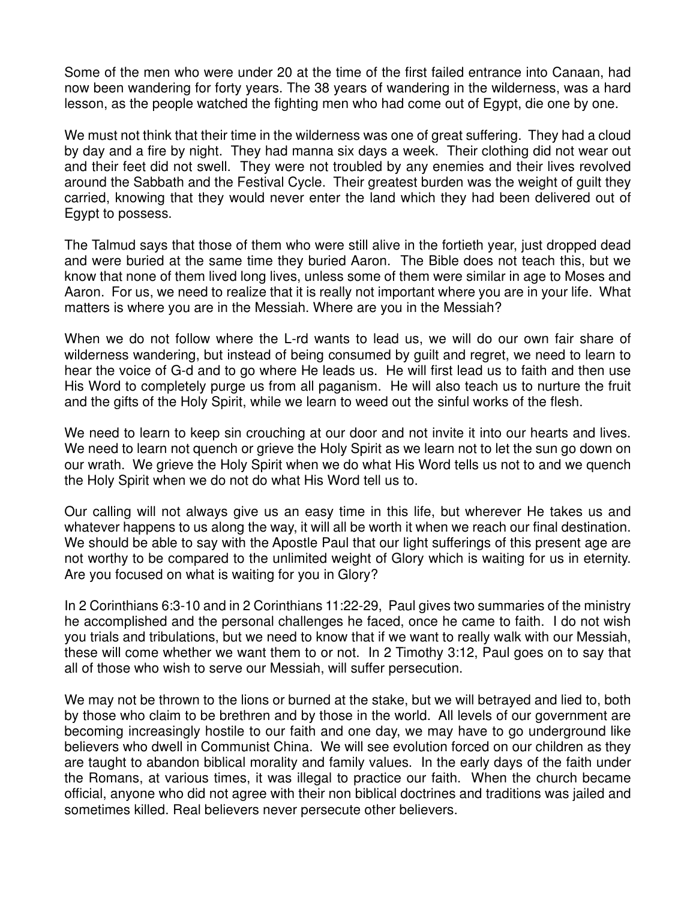Some of the men who were under 20 at the time of the first failed entrance into Canaan, had now been wandering for forty years. The 38 years of wandering in the wilderness, was a hard lesson, as the people watched the fighting men who had come out of Egypt, die one by one.

We must not think that their time in the wilderness was one of great suffering. They had a cloud by day and a fire by night. They had manna six days a week. Their clothing did not wear out and their feet did not swell. They were not troubled by any enemies and their lives revolved around the Sabbath and the Festival Cycle. Their greatest burden was the weight of guilt they carried, knowing that they would never enter the land which they had been delivered out of Egypt to possess.

The Talmud says that those of them who were still alive in the fortieth year, just dropped dead and were buried at the same time they buried Aaron. The Bible does not teach this, but we know that none of them lived long lives, unless some of them were similar in age to Moses and Aaron. For us, we need to realize that it is really not important where you are in your life. What matters is where you are in the Messiah. Where are you in the Messiah?

When we do not follow where the L-rd wants to lead us, we will do our own fair share of wilderness wandering, but instead of being consumed by guilt and regret, we need to learn to hear the voice of G-d and to go where He leads us. He will first lead us to faith and then use His Word to completely purge us from all paganism. He will also teach us to nurture the fruit and the gifts of the Holy Spirit, while we learn to weed out the sinful works of the flesh.

We need to learn to keep sin crouching at our door and not invite it into our hearts and lives. We need to learn not quench or grieve the Holy Spirit as we learn not to let the sun go down on our wrath. We grieve the Holy Spirit when we do what His Word tells us not to and we quench the Holy Spirit when we do not do what His Word tell us to.

Our calling will not always give us an easy time in this life, but wherever He takes us and whatever happens to us along the way, it will all be worth it when we reach our final destination. We should be able to say with the Apostle Paul that our light sufferings of this present age are not worthy to be compared to the unlimited weight of Glory which is waiting for us in eternity. Are you focused on what is waiting for you in Glory?

In 2 Corinthians 6:3-10 and in 2 Corinthians 11:22-29, Paul gives two summaries of the ministry he accomplished and the personal challenges he faced, once he came to faith. I do not wish you trials and tribulations, but we need to know that if we want to really walk with our Messiah, these will come whether we want them to or not. In 2 Timothy 3:12, Paul goes on to say that all of those who wish to serve our Messiah, will suffer persecution.

We may not be thrown to the lions or burned at the stake, but we will betrayed and lied to, both by those who claim to be brethren and by those in the world. All levels of our government are becoming increasingly hostile to our faith and one day, we may have to go underground like believers who dwell in Communist China. We will see evolution forced on our children as they are taught to abandon biblical morality and family values. In the early days of the faith under the Romans, at various times, it was illegal to practice our faith. When the church became official, anyone who did not agree with their non biblical doctrines and traditions was jailed and sometimes killed. Real believers never persecute other believers.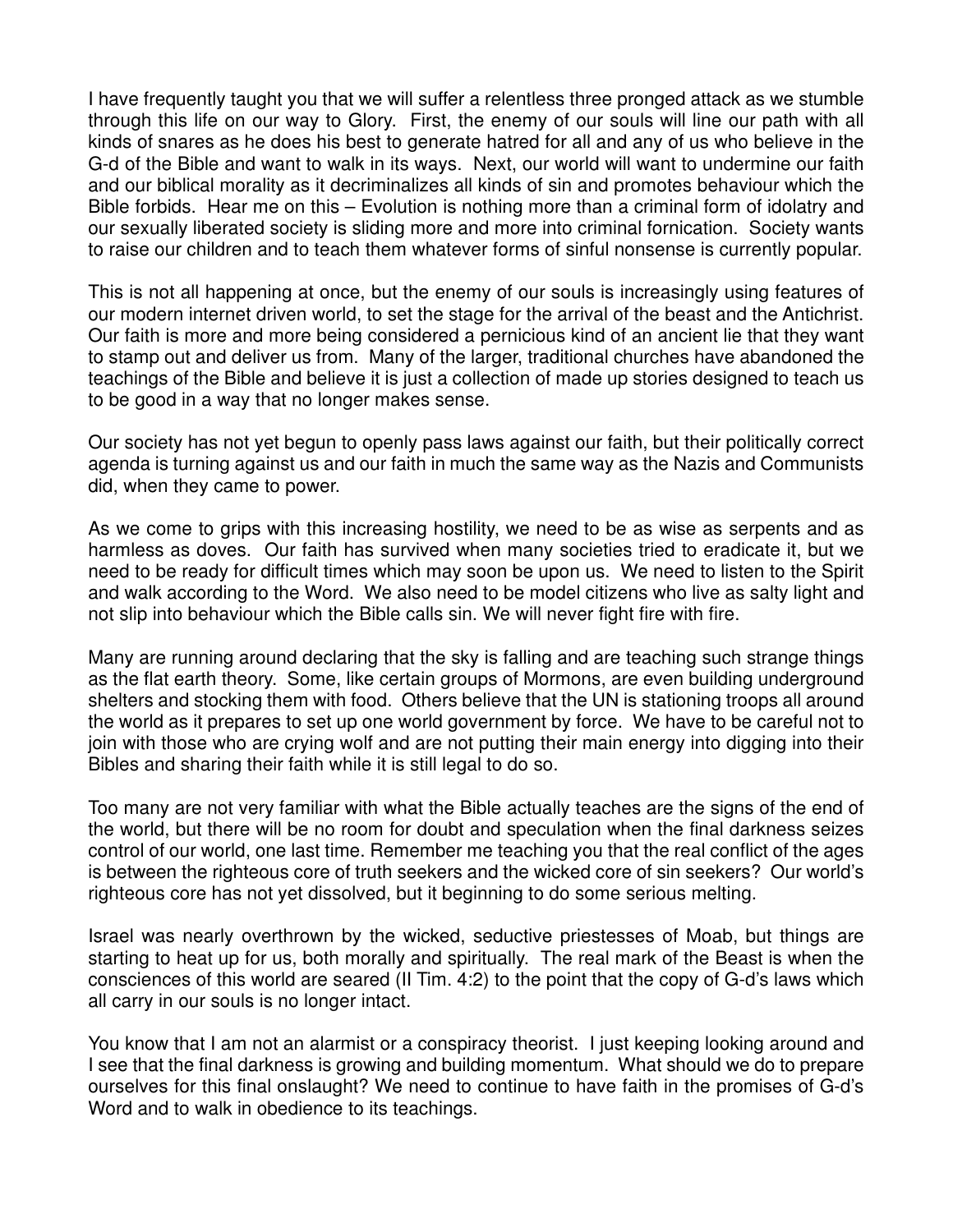I have frequently taught you that we will suffer a relentless three pronged attack as we stumble through this life on our way to Glory. First, the enemy of our souls will line our path with all kinds of snares as he does his best to generate hatred for all and any of us who believe in the G-d of the Bible and want to walk in its ways. Next, our world will want to undermine our faith and our biblical morality as it decriminalizes all kinds of sin and promotes behaviour which the Bible forbids. Hear me on this – Evolution is nothing more than a criminal form of idolatry and our sexually liberated society is sliding more and more into criminal fornication. Society wants to raise our children and to teach them whatever forms of sinful nonsense is currently popular.

This is not all happening at once, but the enemy of our souls is increasingly using features of our modern internet driven world, to set the stage for the arrival of the beast and the Antichrist. Our faith is more and more being considered a pernicious kind of an ancient lie that they want to stamp out and deliver us from. Many of the larger, traditional churches have abandoned the teachings of the Bible and believe it is just a collection of made up stories designed to teach us to be good in a way that no longer makes sense.

Our society has not yet begun to openly pass laws against our faith, but their politically correct agenda is turning against us and our faith in much the same way as the Nazis and Communists did, when they came to power.

As we come to grips with this increasing hostility, we need to be as wise as serpents and as harmless as doves. Our faith has survived when many societies tried to eradicate it, but we need to be ready for difficult times which may soon be upon us. We need to listen to the Spirit and walk according to the Word. We also need to be model citizens who live as salty light and not slip into behaviour which the Bible calls sin. We will never fight fire with fire.

Many are running around declaring that the sky is falling and are teaching such strange things as the flat earth theory. Some, like certain groups of Mormons, are even building underground shelters and stocking them with food. Others believe that the UN is stationing troops all around the world as it prepares to set up one world government by force. We have to be careful not to join with those who are crying wolf and are not putting their main energy into digging into their Bibles and sharing their faith while it is still legal to do so.

Too many are not very familiar with what the Bible actually teaches are the signs of the end of the world, but there will be no room for doubt and speculation when the final darkness seizes control of our world, one last time. Remember me teaching you that the real conflict of the ages is between the righteous core of truth seekers and the wicked core of sin seekers? Our world's righteous core has not yet dissolved, but it beginning to do some serious melting.

Israel was nearly overthrown by the wicked, seductive priestesses of Moab, but things are starting to heat up for us, both morally and spiritually. The real mark of the Beast is when the consciences of this world are seared (II Tim. 4:2) to the point that the copy of G-d's laws which all carry in our souls is no longer intact.

You know that I am not an alarmist or a conspiracy theorist. I just keeping looking around and I see that the final darkness is growing and building momentum. What should we do to prepare ourselves for this final onslaught? We need to continue to have faith in the promises of G-d's Word and to walk in obedience to its teachings.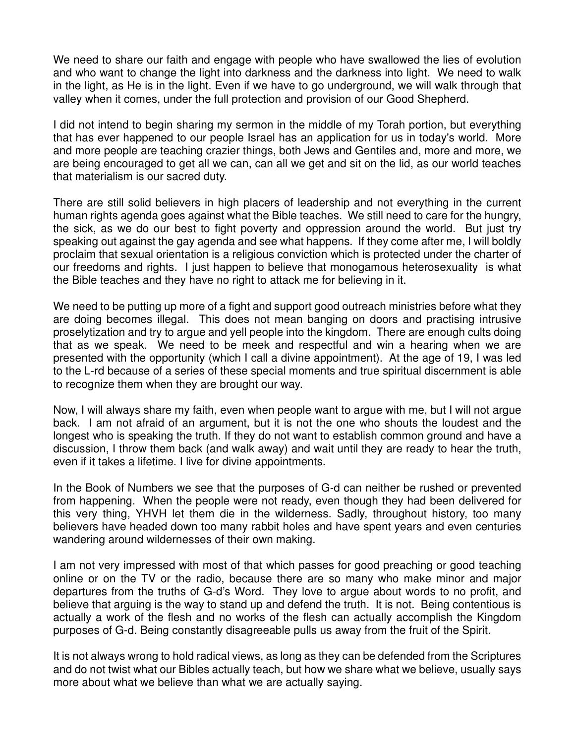We need to share our faith and engage with people who have swallowed the lies of evolution and who want to change the light into darkness and the darkness into light. We need to walk in the light, as He is in the light. Even if we have to go underground, we will walk through that valley when it comes, under the full protection and provision of our Good Shepherd.

I did not intend to begin sharing my sermon in the middle of my Torah portion, but everything that has ever happened to our people Israel has an application for us in today's world. More and more people are teaching crazier things, both Jews and Gentiles and, more and more, we are being encouraged to get all we can, can all we get and sit on the lid, as our world teaches that materialism is our sacred duty.

There are still solid believers in high placers of leadership and not everything in the current human rights agenda goes against what the Bible teaches. We still need to care for the hungry, the sick, as we do our best to fight poverty and oppression around the world. But just try speaking out against the gay agenda and see what happens. If they come after me, I will boldly proclaim that sexual orientation is a religious conviction which is protected under the charter of our freedoms and rights. I just happen to believe that monogamous heterosexuality is what the Bible teaches and they have no right to attack me for believing in it.

We need to be putting up more of a fight and support good outreach ministries before what they are doing becomes illegal. This does not mean banging on doors and practising intrusive proselytization and try to argue and yell people into the kingdom. There are enough cults doing that as we speak. We need to be meek and respectful and win a hearing when we are presented with the opportunity (which I call a divine appointment). At the age of 19, I was led to the L-rd because of a series of these special moments and true spiritual discernment is able to recognize them when they are brought our way.

Now, I will always share my faith, even when people want to argue with me, but I will not argue back. I am not afraid of an argument, but it is not the one who shouts the loudest and the longest who is speaking the truth. If they do not want to establish common ground and have a discussion, I throw them back (and walk away) and wait until they are ready to hear the truth, even if it takes a lifetime. I live for divine appointments.

In the Book of Numbers we see that the purposes of G-d can neither be rushed or prevented from happening. When the people were not ready, even though they had been delivered for this very thing, YHVH let them die in the wilderness. Sadly, throughout history, too many believers have headed down too many rabbit holes and have spent years and even centuries wandering around wildernesses of their own making.

I am not very impressed with most of that which passes for good preaching or good teaching online or on the TV or the radio, because there are so many who make minor and major departures from the truths of G-d's Word. They love to argue about words to no profit, and believe that arguing is the way to stand up and defend the truth. It is not. Being contentious is actually a work of the flesh and no works of the flesh can actually accomplish the Kingdom purposes of G-d. Being constantly disagreeable pulls us away from the fruit of the Spirit.

It is not always wrong to hold radical views, as long as they can be defended from the Scriptures and do not twist what our Bibles actually teach, but how we share what we believe, usually says more about what we believe than what we are actually saying.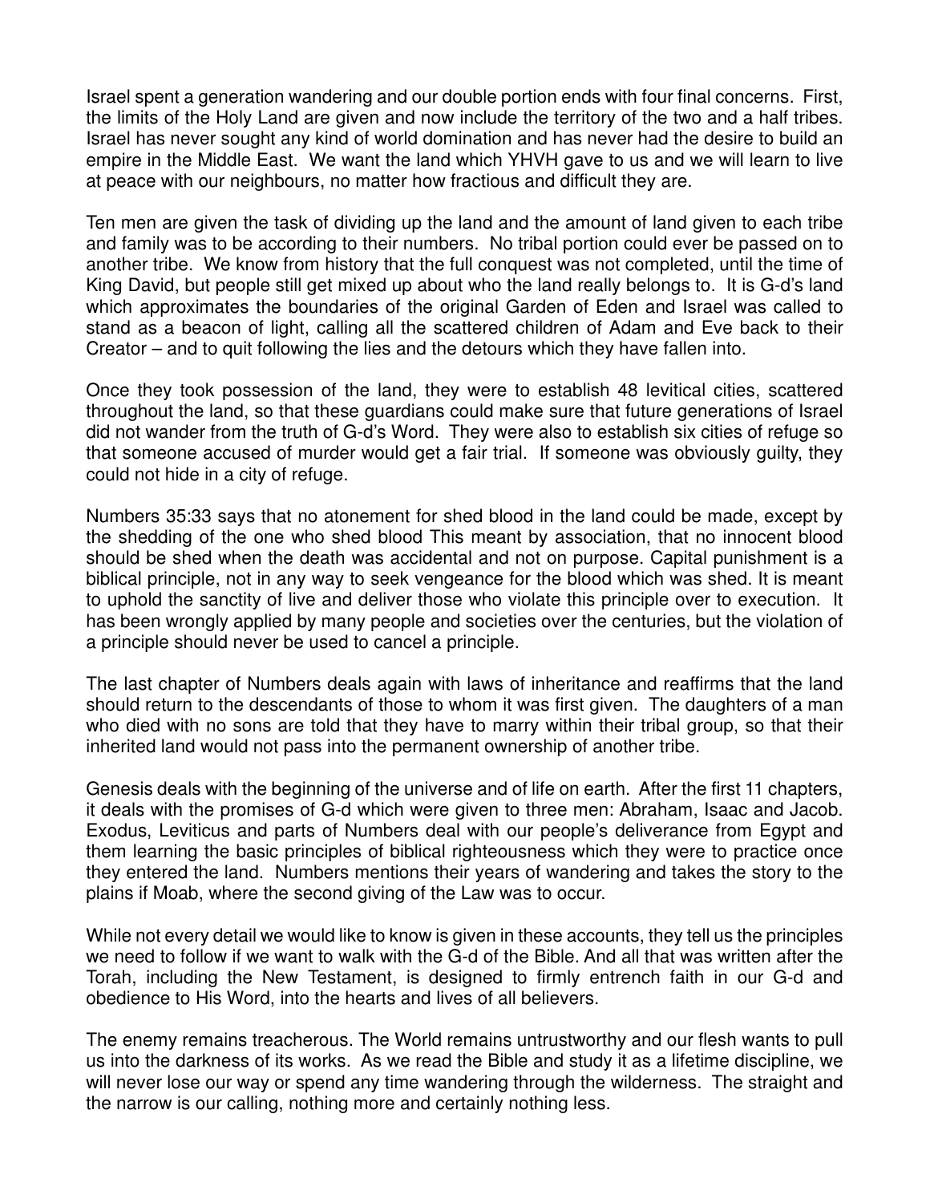Israel spent a generation wandering and our double portion ends with four final concerns. First, the limits of the Holy Land are given and now include the territory of the two and a half tribes. Israel has never sought any kind of world domination and has never had the desire to build an empire in the Middle East. We want the land which YHVH gave to us and we will learn to live at peace with our neighbours, no matter how fractious and difficult they are.

Ten men are given the task of dividing up the land and the amount of land given to each tribe and family was to be according to their numbers. No tribal portion could ever be passed on to another tribe. We know from history that the full conquest was not completed, until the time of King David, but people still get mixed up about who the land really belongs to. It is G-d's land which approximates the boundaries of the original Garden of Eden and Israel was called to stand as a beacon of light, calling all the scattered children of Adam and Eve back to their Creator – and to quit following the lies and the detours which they have fallen into.

Once they took possession of the land, they were to establish 48 levitical cities, scattered throughout the land, so that these guardians could make sure that future generations of Israel did not wander from the truth of G-d's Word. They were also to establish six cities of refuge so that someone accused of murder would get a fair trial. If someone was obviously guilty, they could not hide in a city of refuge.

Numbers 35:33 says that no atonement for shed blood in the land could be made, except by the shedding of the one who shed blood This meant by association, that no innocent blood should be shed when the death was accidental and not on purpose. Capital punishment is a biblical principle, not in any way to seek vengeance for the blood which was shed. It is meant to uphold the sanctity of live and deliver those who violate this principle over to execution. It has been wrongly applied by many people and societies over the centuries, but the violation of a principle should never be used to cancel a principle.

The last chapter of Numbers deals again with laws of inheritance and reaffirms that the land should return to the descendants of those to whom it was first given. The daughters of a man who died with no sons are told that they have to marry within their tribal group, so that their inherited land would not pass into the permanent ownership of another tribe.

Genesis deals with the beginning of the universe and of life on earth. After the first 11 chapters, it deals with the promises of G-d which were given to three men: Abraham, Isaac and Jacob. Exodus, Leviticus and parts of Numbers deal with our people's deliverance from Egypt and them learning the basic principles of biblical righteousness which they were to practice once they entered the land. Numbers mentions their years of wandering and takes the story to the plains if Moab, where the second giving of the Law was to occur.

While not every detail we would like to know is given in these accounts, they tell us the principles we need to follow if we want to walk with the G-d of the Bible. And all that was written after the Torah, including the New Testament, is designed to firmly entrench faith in our G-d and obedience to His Word, into the hearts and lives of all believers.

The enemy remains treacherous. The World remains untrustworthy and our flesh wants to pull us into the darkness of its works. As we read the Bible and study it as a lifetime discipline, we will never lose our way or spend any time wandering through the wilderness. The straight and the narrow is our calling, nothing more and certainly nothing less.